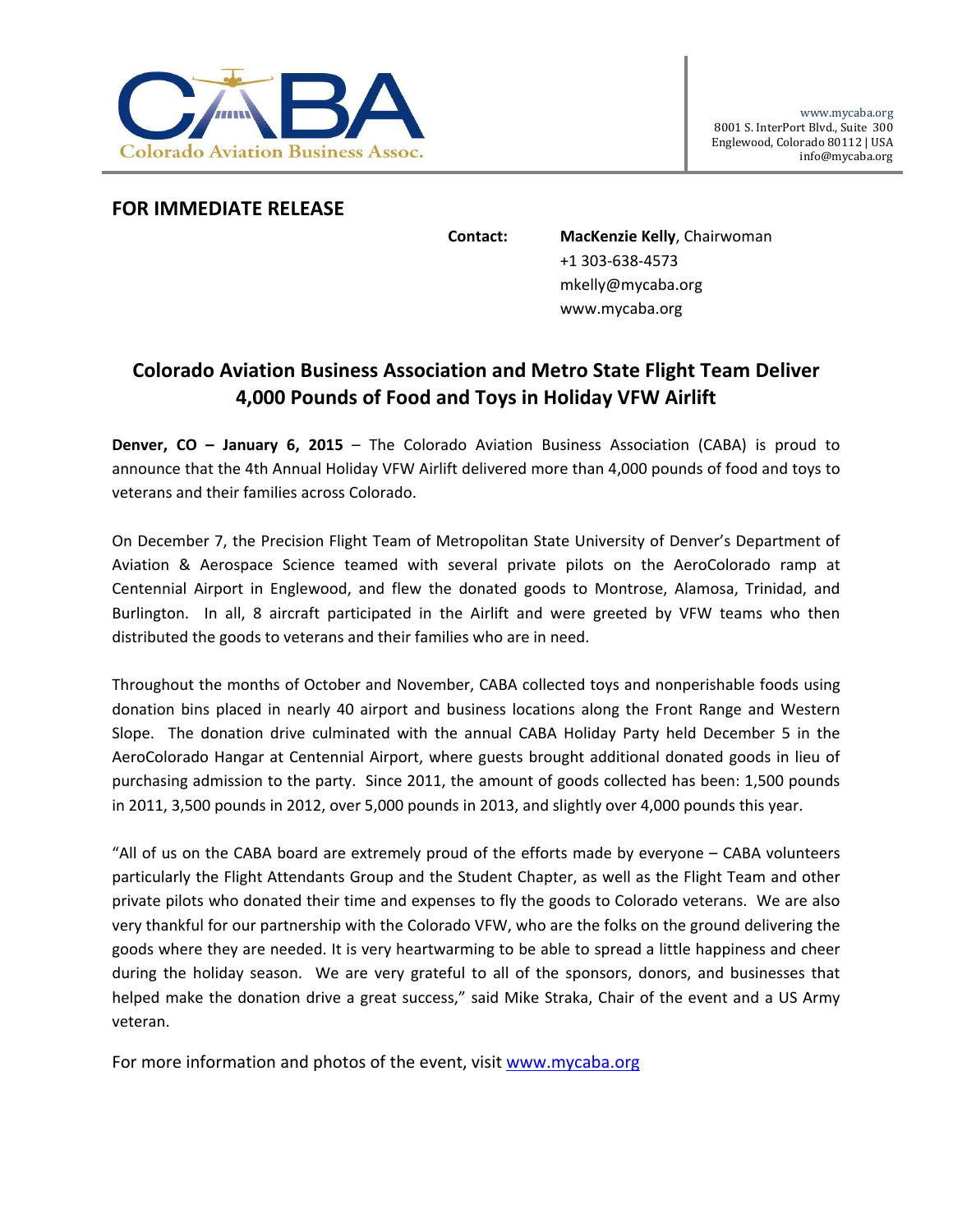CABA
Colorado Aviation Business Assoc.

www.mycaba.org
8001 S. InterPort Blvd., Suite 300
Englewood, Colorado 80112 | USA
info@mycaba.org

## FOR IMMEDIATE RELEASE

**Contact:** **MacKenzie Kelly**, Chairwoman
+1 303-638-4573
mkelly@mycaba.org
www.mycaba.org

## Colorado Aviation Business Association and Metro State Flight Team Deliver 4,000 Pounds of Food and Toys in Holiday VFW Airlift

**Denver, CO – January 6, 2015** – The Colorado Aviation Business Association (CABA) is proud to announce that the 4th Annual Holiday VFW Airlift delivered more than 4,000 pounds of food and toys to veterans and their families across Colorado.

On December 7, the Precision Flight Team of Metropolitan State University of Denver's Department of Aviation & Aerospace Science teamed with several private pilots on the AeroColorado ramp at Centennial Airport in Englewood, and flew the donated goods to Montrose, Alamosa, Trinidad, and Burlington. In all, 8 aircraft participated in the Airlift and were greeted by VFW teams who then distributed the goods to veterans and their families who are in need.

Throughout the months of October and November, CABA collected toys and nonperishable foods using donation bins placed in nearly 40 airport and business locations along the Front Range and Western Slope. The donation drive culminated with the annual CABA Holiday Party held December 5 in the AeroColorado Hangar at Centennial Airport, where guests brought additional donated goods in lieu of purchasing admission to the party. Since 2011, the amount of goods collected has been: 1,500 pounds in 2011, 3,500 pounds in 2012, over 5,000 pounds in 2013, and slightly over 4,000 pounds this year.

"All of us on the CABA board are extremely proud of the efforts made by everyone – CABA volunteers particularly the Flight Attendants Group and the Student Chapter, as well as the Flight Team and other private pilots who donated their time and expenses to fly the goods to Colorado veterans. We are also very thankful for our partnership with the Colorado VFW, who are the folks on the ground delivering the goods where they are needed. It is very heartwarming to be able to spread a little happiness and cheer during the holiday season. We are very grateful to all of the sponsors, donors, and businesses that helped make the donation drive a great success," said Mike Straka, Chair of the event and a US Army veteran.

For more information and photos of the event, visit [www.mycaba.org](www.mycaba.org)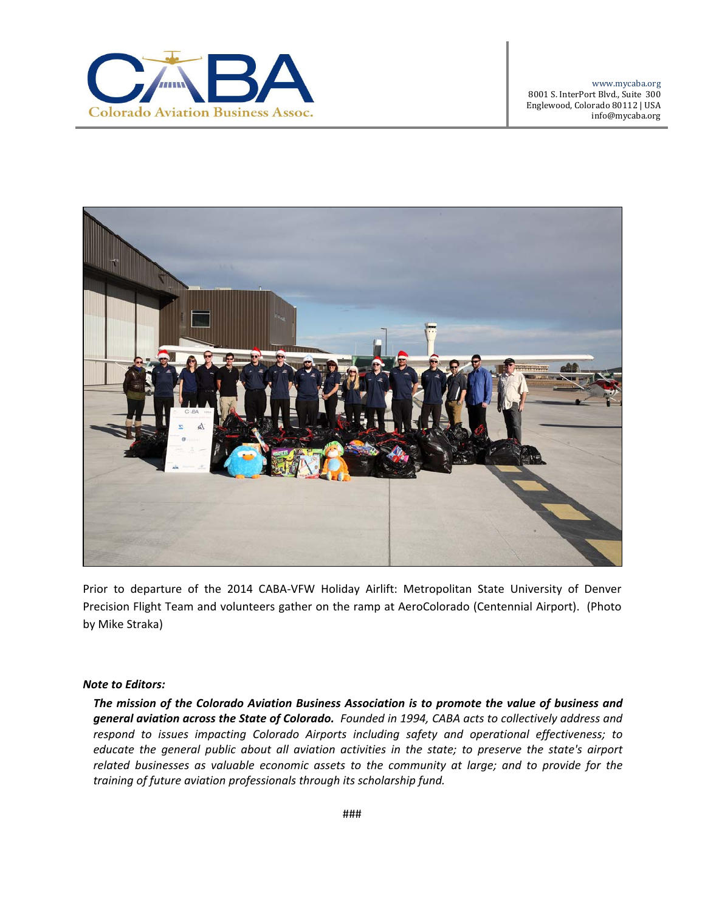Prior to departure of the 2014 CABA-VFW Holiday Airlift: Metropolitan State University of Denver Precision Flight Team and volunteers gather on the ramp at AeroColorado (Centennial Airport). (Photo by Mike Straka)

***Note to Editors:***

***The mission of the Colorado Aviation Business Association is to promote the value of business and general aviation across the State of Colorado.*** *Founded in 1994, CABA acts to collectively address and respond to issues impacting Colorado Airports including safety and operational effectiveness; to educate the general public about all aviation activities in the state; to preserve the state's airport related businesses as valuable economic assets to the community at large; and to provide for the training of future aviation professionals through its scholarship fund.*

###